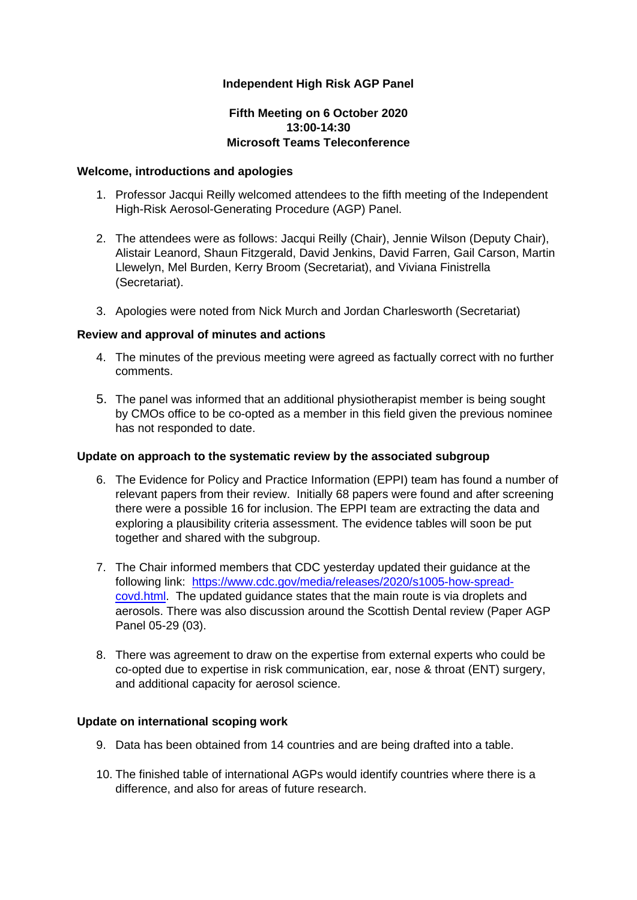**Independent High Risk AGP Panel**

**Fifth Meeting on 6 October 2020**
**13:00-14:30**
**Microsoft Teams Teleconference**

### Welcome, introductions and apologies

1. Professor Jacqui Reilly welcomed attendees to the fifth meeting of the Independent High-Risk Aerosol-Generating Procedure (AGP) Panel.

2. The attendees were as follows: Jacqui Reilly (Chair), Jennie Wilson (Deputy Chair), Alistair Leanord, Shaun Fitzgerald, David Jenkins, David Farren, Gail Carson, Martin Llewelyn, Mel Burden, Kerry Broom (Secretariat), and Viviana Finistrella (Secretariat).

3. Apologies were noted from Nick Murch and Jordan Charlesworth (Secretariat)

### Review and approval of minutes and actions

4. The minutes of the previous meeting were agreed as factually correct with no further comments.

5. The panel was informed that an additional physiotherapist member is being sought by CMOs office to be co-opted as a member in this field given the previous nominee has not responded to date.

### Update on approach to the systematic review by the associated subgroup

6. The Evidence for Policy and Practice Information (EPPI) team has found a number of relevant papers from their review. Initially 68 papers were found and after screening there were a possible 16 for inclusion. The EPPI team are extracting the data and exploring a plausibility criteria assessment. The evidence tables will soon be put together and shared with the subgroup.

7. The Chair informed members that CDC yesterday updated their guidance at the following link: [https://www.cdc.gov/media/releases/2020/s1005-how-spread-covd.html](https://www.cdc.gov/media/releases/2020/s1005-how-spread-covd.html). The updated guidance states that the main route is via droplets and aerosols. There was also discussion around the Scottish Dental review (Paper AGP Panel 05-29 (03).

8. There was agreement to draw on the expertise from external experts who could be co-opted due to expertise in risk communication, ear, nose & throat (ENT) surgery, and additional capacity for aerosol science.

### Update on international scoping work

9. Data has been obtained from 14 countries and are being drafted into a table.

10. The finished table of international AGPs would identify countries where there is a difference, and also for areas of future research.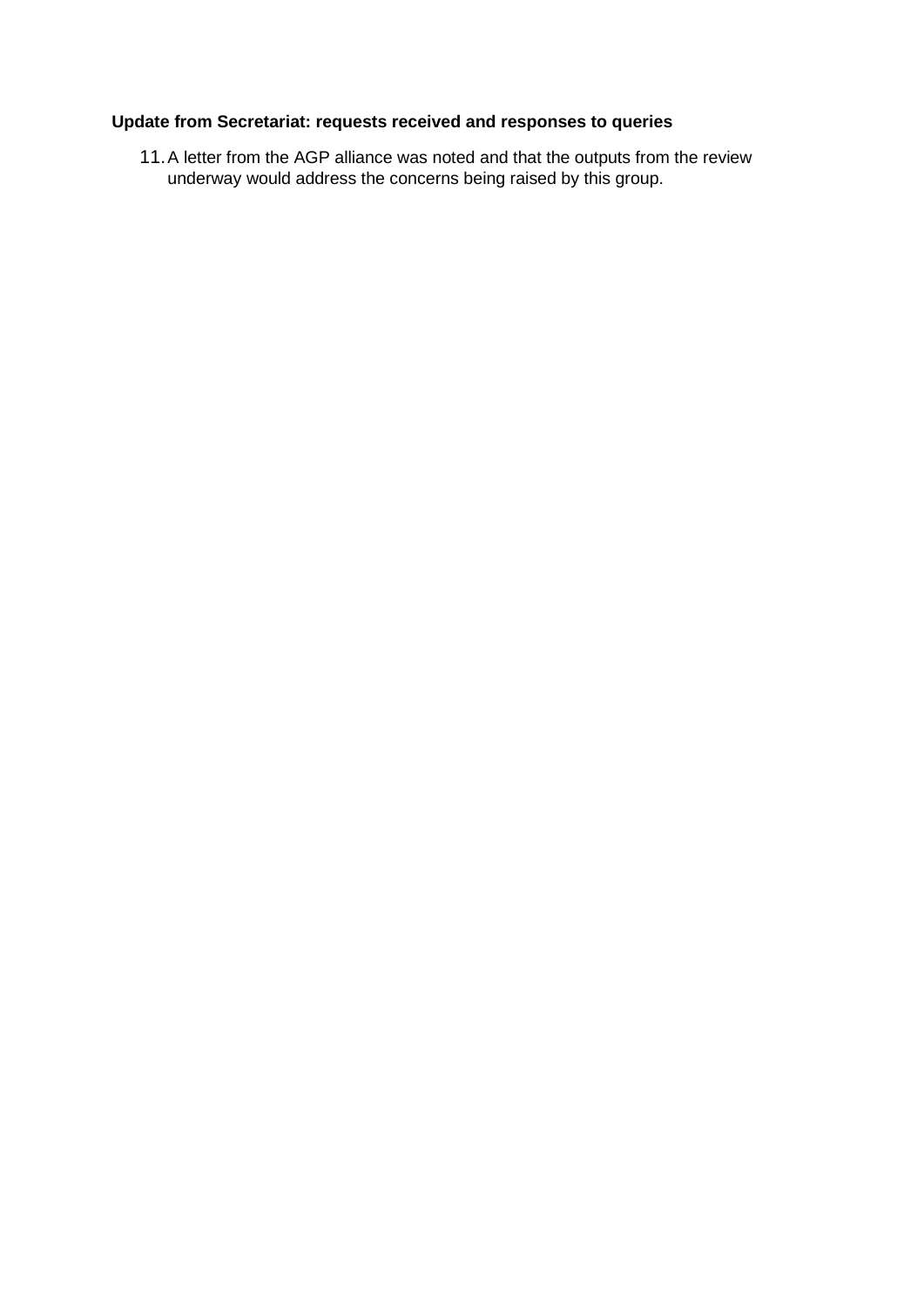**Update from Secretariat: requests received and responses to queries**

11. A letter from the AGP alliance was noted and that the outputs from the review underway would address the concerns being raised by this group.